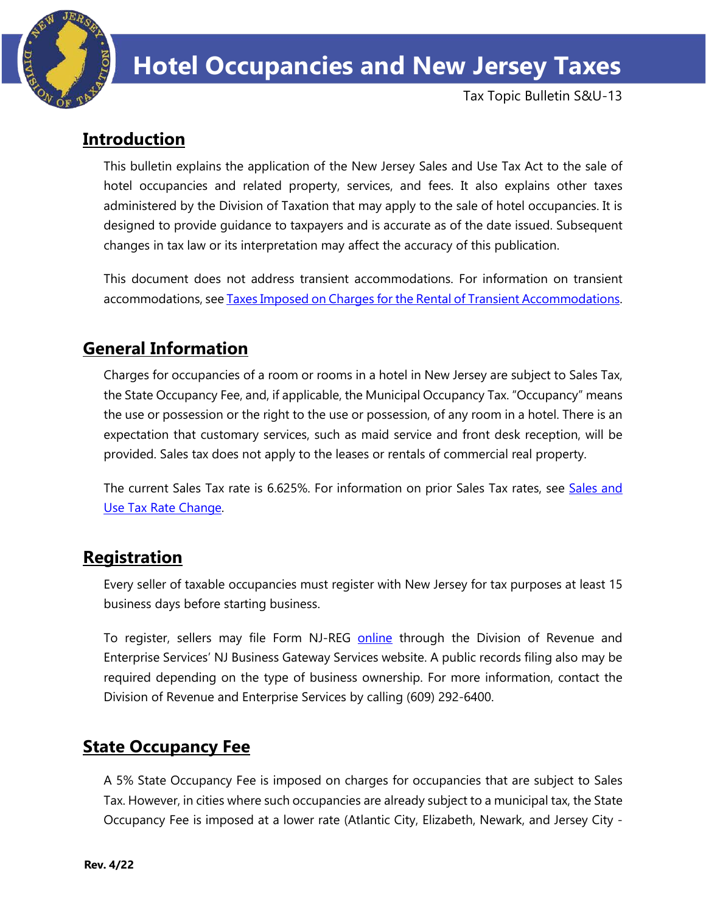# Hotel Occupancies and New Jersey Taxes

Tax Topic Bulletin S&U-13

## Introduction

This bulletin explains the application of the New Jersey Sales and Use Tax Act to the sale of hotel occupancies and related property, services, and fees. It also explains other taxes administered by the Division of Taxation that may apply to the sale of hotel occupancies. It is designed to provide guidance to taxpayers and is accurate as of the date issued. Subsequent changes in tax law or its interpretation may affect the accuracy of this publication.

This document does not address transient accommodations. For information on transient accommodations, see Taxes Imposed on Charges for the Rental of Transient Accommodations.

## General Information

Charges for occupancies of a room or rooms in a hotel in New Jersey are subject to Sales Tax, the State Occupancy Fee, and, if applicable, the Municipal Occupancy Tax. "Occupancy" means the use or possession or the right to the use or possession, of any room in a hotel. There is an expectation that customary services, such as maid service and front desk reception, will be provided. Sales tax does not apply to the leases or rentals of commercial real property.

The current Sales Tax rate is 6.625%. For information on prior Sales Tax rates, see Sales and Use Tax Rate Change.

## Registration

Every seller of taxable occupancies must register with New Jersey for tax purposes at least 15 business days before starting business.

To register, sellers may file Form NJ-REG online through the Division of Revenue and Enterprise Services' NJ Business Gateway Services website. A public records filing also may be required depending on the type of business ownership. For more information, contact the Division of Revenue and Enterprise Services by calling (609) 292-6400.

## State Occupancy Fee

A 5% State Occupancy Fee is imposed on charges for occupancies that are subject to Sales Tax. However, in cities where such occupancies are already subject to a municipal tax, the State Occupancy Fee is imposed at a lower rate (Atlantic City, Elizabeth, Newark, and Jersey City -

Rev. 4/22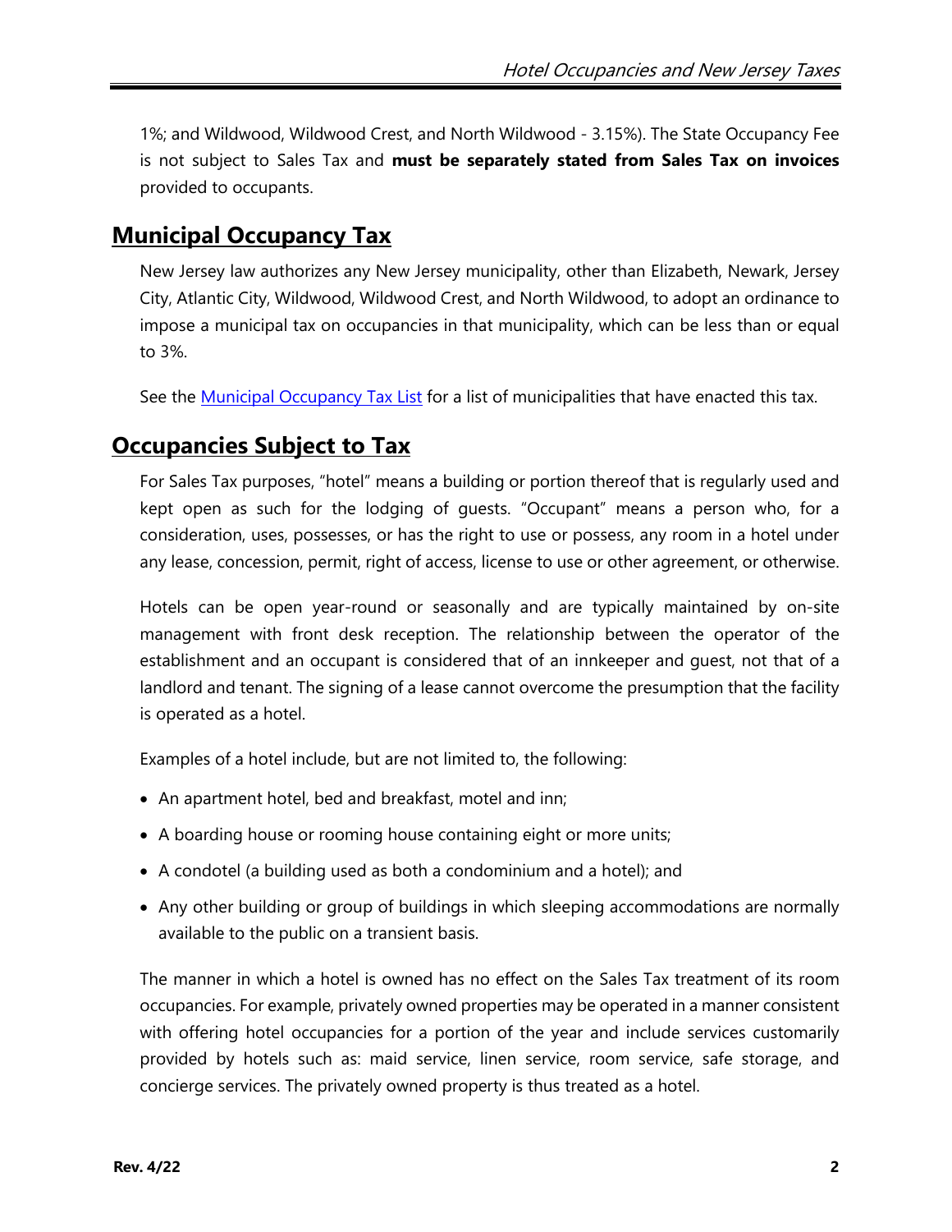1%; and Wildwood, Wildwood Crest, and North Wildwood - 3.15%). The State Occupancy Fee is not subject to Sales Tax and **must be separately stated from Sales Tax on invoices** provided to occupants.

## Municipal Occupancy Tax

New Jersey law authorizes any New Jersey municipality, other than Elizabeth, Newark, Jersey City, Atlantic City, Wildwood, Wildwood Crest, and North Wildwood, to adopt an ordinance to impose a municipal tax on occupancies in that municipality, which can be less than or equal to 3%.

See the Municipal Occupancy Tax List for a list of municipalities that have enacted this tax.

## Occupancies Subject to Tax

For Sales Tax purposes, "hotel" means a building or portion thereof that is regularly used and kept open as such for the lodging of guests. "Occupant" means a person who, for a consideration, uses, possesses, or has the right to use or possess, any room in a hotel under any lease, concession, permit, right of access, license to use or other agreement, or otherwise.

Hotels can be open year-round or seasonally and are typically maintained by on-site management with front desk reception. The relationship between the operator of the establishment and an occupant is considered that of an innkeeper and guest, not that of a landlord and tenant. The signing of a lease cannot overcome the presumption that the facility is operated as a hotel.

Examples of a hotel include, but are not limited to, the following:

- An apartment hotel, bed and breakfast, motel and inn;
- A boarding house or rooming house containing eight or more units;
- A condotel (a building used as both a condominium and a hotel); and
- Any other building or group of buildings in which sleeping accommodations are normally available to the public on a transient basis.

The manner in which a hotel is owned has no effect on the Sales Tax treatment of its room occupancies. For example, privately owned properties may be operated in a manner consistent with offering hotel occupancies for a portion of the year and include services customarily provided by hotels such as: maid service, linen service, room service, safe storage, and concierge services. The privately owned property is thus treated as a hotel.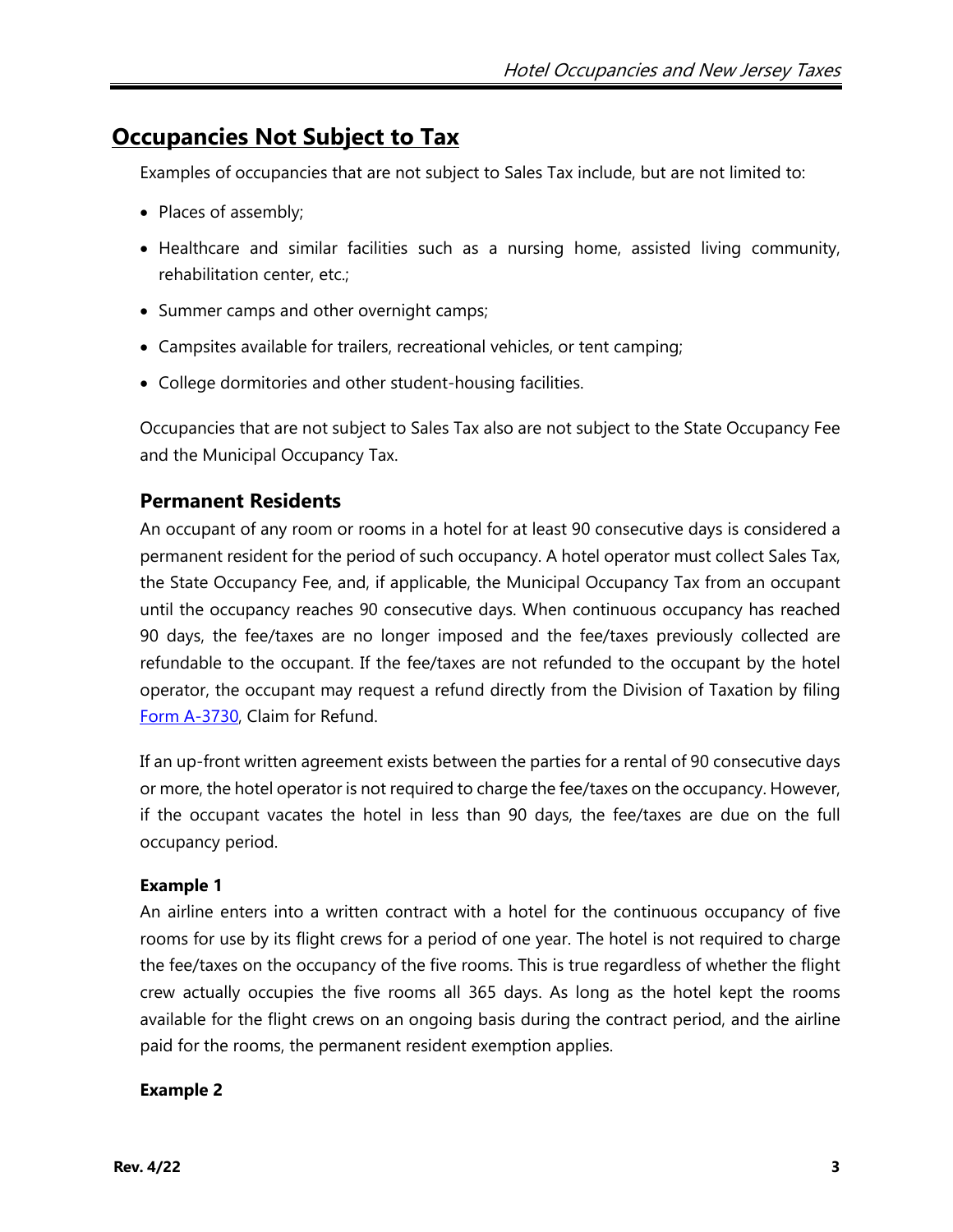## Occupancies Not Subject to Tax

Examples of occupancies that are not subject to Sales Tax include, but are not limited to:

- Places of assembly;
- Healthcare and similar facilities such as a nursing home, assisted living community, rehabilitation center, etc.;
- Summer camps and other overnight camps;
- Campsites available for trailers, recreational vehicles, or tent camping;
- College dormitories and other student-housing facilities.

Occupancies that are not subject to Sales Tax also are not subject to the State Occupancy Fee and the Municipal Occupancy Tax.

### Permanent Residents

An occupant of any room or rooms in a hotel for at least 90 consecutive days is considered a permanent resident for the period of such occupancy. A hotel operator must collect Sales Tax, the State Occupancy Fee, and, if applicable, the Municipal Occupancy Tax from an occupant until the occupancy reaches 90 consecutive days. When continuous occupancy has reached 90 days, the fee/taxes are no longer imposed and the fee/taxes previously collected are refundable to the occupant. If the fee/taxes are not refunded to the occupant by the hotel operator, the occupant may request a refund directly from the Division of Taxation by filing Form A-3730, Claim for Refund.

If an up-front written agreement exists between the parties for a rental of 90 consecutive days or more, the hotel operator is not required to charge the fee/taxes on the occupancy. However, if the occupant vacates the hotel in less than 90 days, the fee/taxes are due on the full occupancy period.

**Example 1**

An airline enters into a written contract with a hotel for the continuous occupancy of five rooms for use by its flight crews for a period of one year. The hotel is not required to charge the fee/taxes on the occupancy of the five rooms. This is true regardless of whether the flight crew actually occupies the five rooms all 365 days. As long as the hotel kept the rooms available for the flight crews on an ongoing basis during the contract period, and the airline paid for the rooms, the permanent resident exemption applies.

**Example 2**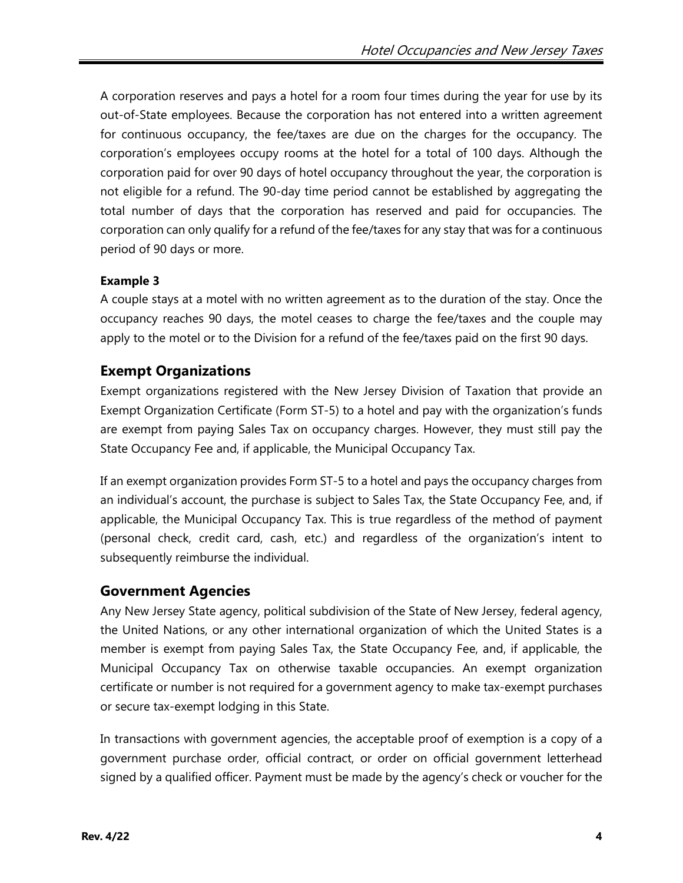A corporation reserves and pays a hotel for a room four times during the year for use by its out-of-State employees. Because the corporation has not entered into a written agreement for continuous occupancy, the fee/taxes are due on the charges for the occupancy. The corporation's employees occupy rooms at the hotel for a total of 100 days. Although the corporation paid for over 90 days of hotel occupancy throughout the year, the corporation is not eligible for a refund. The 90-day time period cannot be established by aggregating the total number of days that the corporation has reserved and paid for occupancies. The corporation can only qualify for a refund of the fee/taxes for any stay that was for a continuous period of 90 days or more.

**Example 3**

A couple stays at a motel with no written agreement as to the duration of the stay. Once the occupancy reaches 90 days, the motel ceases to charge the fee/taxes and the couple may apply to the motel or to the Division for a refund of the fee/taxes paid on the first 90 days.

## Exempt Organizations

Exempt organizations registered with the New Jersey Division of Taxation that provide an Exempt Organization Certificate (Form ST-5) to a hotel and pay with the organization's funds are exempt from paying Sales Tax on occupancy charges. However, they must still pay the State Occupancy Fee and, if applicable, the Municipal Occupancy Tax.

If an exempt organization provides Form ST-5 to a hotel and pays the occupancy charges from an individual's account, the purchase is subject to Sales Tax, the State Occupancy Fee, and, if applicable, the Municipal Occupancy Tax. This is true regardless of the method of payment (personal check, credit card, cash, etc.) and regardless of the organization's intent to subsequently reimburse the individual.

## Government Agencies

Any New Jersey State agency, political subdivision of the State of New Jersey, federal agency, the United Nations, or any other international organization of which the United States is a member is exempt from paying Sales Tax, the State Occupancy Fee, and, if applicable, the Municipal Occupancy Tax on otherwise taxable occupancies. An exempt organization certificate or number is not required for a government agency to make tax-exempt purchases or secure tax-exempt lodging in this State.

In transactions with government agencies, the acceptable proof of exemption is a copy of a government purchase order, official contract, or order on official government letterhead signed by a qualified officer. Payment must be made by the agency's check or voucher for the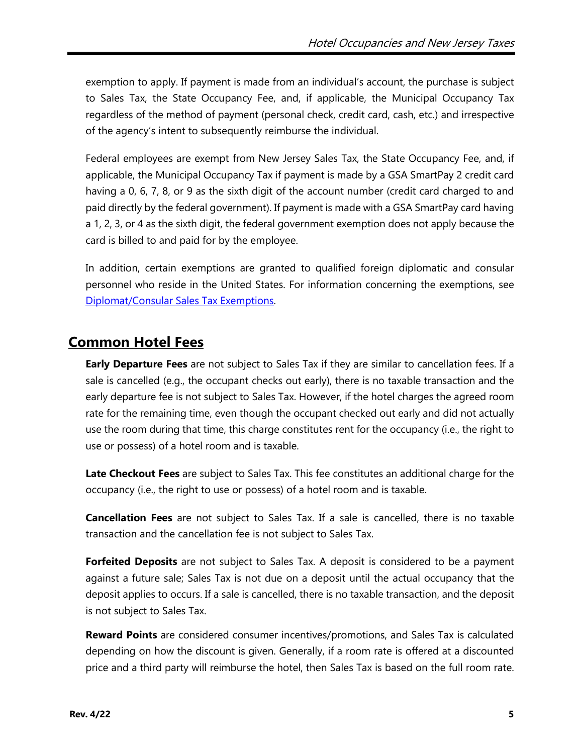exemption to apply. If payment is made from an individual's account, the purchase is subject to Sales Tax, the State Occupancy Fee, and, if applicable, the Municipal Occupancy Tax regardless of the method of payment (personal check, credit card, cash, etc.) and irrespective of the agency's intent to subsequently reimburse the individual.

Federal employees are exempt from New Jersey Sales Tax, the State Occupancy Fee, and, if applicable, the Municipal Occupancy Tax if payment is made by a GSA SmartPay 2 credit card having a 0, 6, 7, 8, or 9 as the sixth digit of the account number (credit card charged to and paid directly by the federal government). If payment is made with a GSA SmartPay card having a 1, 2, 3, or 4 as the sixth digit, the federal government exemption does not apply because the card is billed to and paid for by the employee.

In addition, certain exemptions are granted to qualified foreign diplomatic and consular personnel who reside in the United States. For information concerning the exemptions, see [Diplomat/Consular Sales Tax Exemptions].

## Common Hotel Fees

**Early Departure Fees** are not subject to Sales Tax if they are similar to cancellation fees. If a sale is cancelled (e.g., the occupant checks out early), there is no taxable transaction and the early departure fee is not subject to Sales Tax. However, if the hotel charges the agreed room rate for the remaining time, even though the occupant checked out early and did not actually use the room during that time, this charge constitutes rent for the occupancy (i.e., the right to use or possess) of a hotel room and is taxable.

**Late Checkout Fees** are subject to Sales Tax. This fee constitutes an additional charge for the occupancy (i.e., the right to use or possess) of a hotel room and is taxable.

**Cancellation Fees** are not subject to Sales Tax. If a sale is cancelled, there is no taxable transaction and the cancellation fee is not subject to Sales Tax.

**Forfeited Deposits** are not subject to Sales Tax. A deposit is considered to be a payment against a future sale; Sales Tax is not due on a deposit until the actual occupancy that the deposit applies to occurs. If a sale is cancelled, there is no taxable transaction, and the deposit is not subject to Sales Tax.

**Reward Points** are considered consumer incentives/promotions, and Sales Tax is calculated depending on how the discount is given. Generally, if a room rate is offered at a discounted price and a third party will reimburse the hotel, then Sales Tax is based on the full room rate.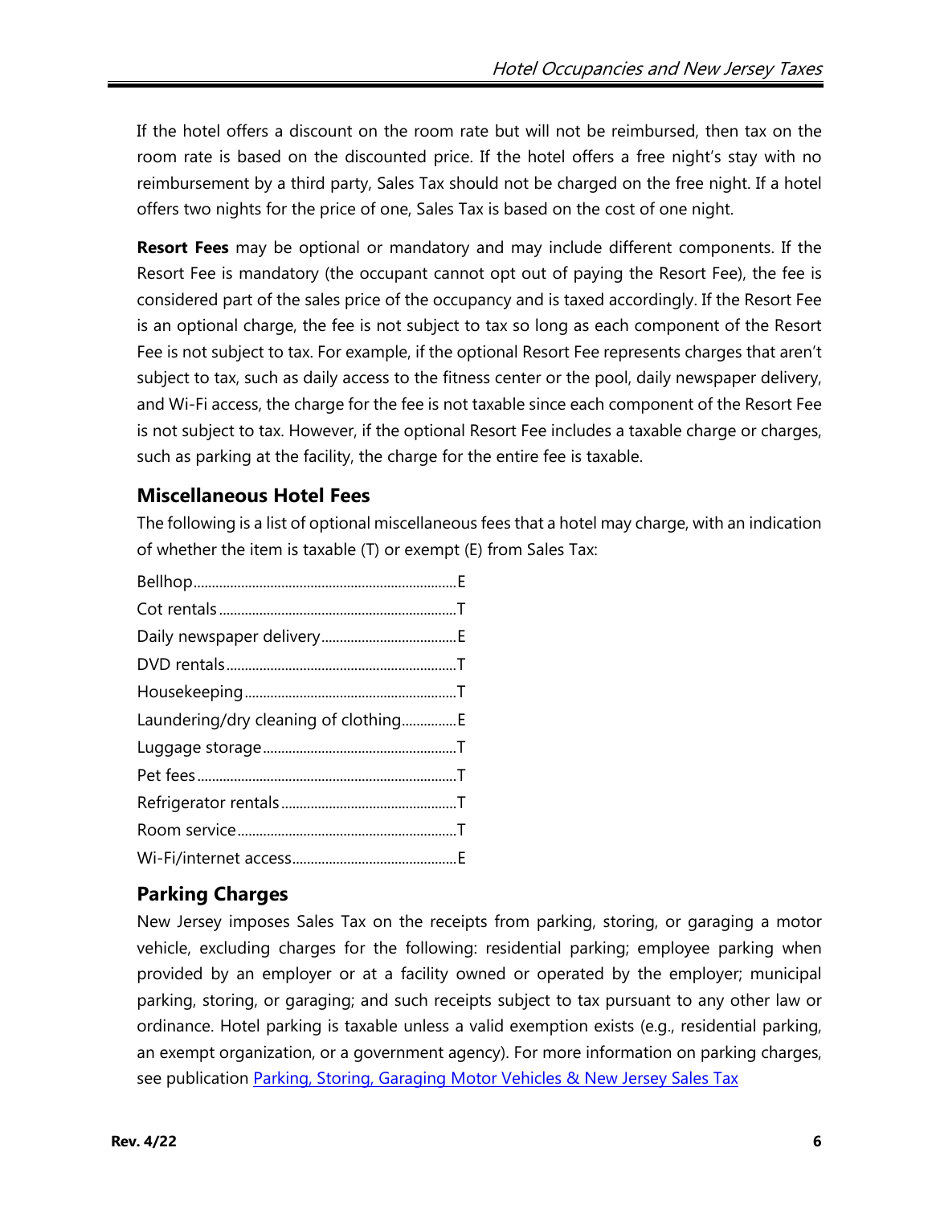If the hotel offers a discount on the room rate but will not be reimbursed, then tax on the room rate is based on the discounted price. If the hotel offers a free night's stay with no reimbursement by a third party, Sales Tax should not be charged on the free night. If a hotel offers two nights for the price of one, Sales Tax is based on the cost of one night.

**Resort Fees** may be optional or mandatory and may include different components. If the Resort Fee is mandatory (the occupant cannot opt out of paying the Resort Fee), the fee is considered part of the sales price of the occupancy and is taxed accordingly. If the Resort Fee is an optional charge, the fee is not subject to tax so long as each component of the Resort Fee is not subject to tax. For example, if the optional Resort Fee represents charges that aren't subject to tax, such as daily access to the fitness center or the pool, daily newspaper delivery, and Wi-Fi access, the charge for the fee is not taxable since each component of the Resort Fee is not subject to tax. However, if the optional Resort Fee includes a taxable charge or charges, such as parking at the facility, the charge for the entire fee is taxable.

## Miscellaneous Hotel Fees

The following is a list of optional miscellaneous fees that a hotel may charge, with an indication of whether the item is taxable (T) or exempt (E) from Sales Tax:

Bellhop........................................................................E
Cot rentals...................................................................T
Daily newspaper delivery.....................................E
DVD rentals.................................................................T
Housekeeping...........................................................T
Laundering/dry cleaning of clothing...............E
Luggage storage.......................................................T
Pet fees........................................................................T
Refrigerator rentals.................................................T
Room service.............................................................T
Wi-Fi/internet access..............................................E

## Parking Charges

New Jersey imposes Sales Tax on the receipts from parking, storing, or garaging a motor vehicle, excluding charges for the following: residential parking; employee parking when provided by an employer or at a facility owned or operated by the employer; municipal parking, storing, or garaging; and such receipts subject to tax pursuant to any other law or ordinance. Hotel parking is taxable unless a valid exemption exists (e.g., residential parking, an exempt organization, or a government agency). For more information on parking charges, see publication Parking, Storing, Garaging Motor Vehicles & New Jersey Sales Tax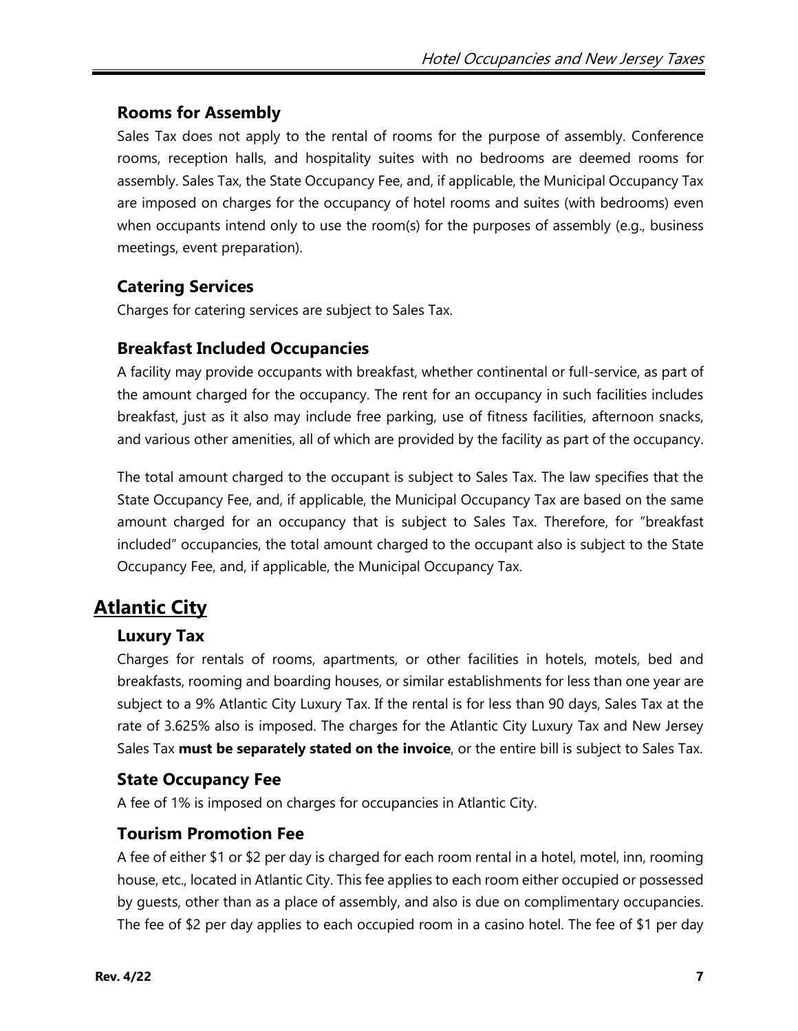### Rooms for Assembly

Sales Tax does not apply to the rental of rooms for the purpose of assembly. Conference rooms, reception halls, and hospitality suites with no bedrooms are deemed rooms for assembly. Sales Tax, the State Occupancy Fee, and, if applicable, the Municipal Occupancy Tax are imposed on charges for the occupancy of hotel rooms and suites (with bedrooms) even when occupants intend only to use the room(s) for the purposes of assembly (e.g., business meetings, event preparation).

### Catering Services

Charges for catering services are subject to Sales Tax.

### Breakfast Included Occupancies

A facility may provide occupants with breakfast, whether continental or full-service, as part of the amount charged for the occupancy. The rent for an occupancy in such facilities includes breakfast, just as it also may include free parking, use of fitness facilities, afternoon snacks, and various other amenities, all of which are provided by the facility as part of the occupancy.

The total amount charged to the occupant is subject to Sales Tax. The law specifies that the State Occupancy Fee, and, if applicable, the Municipal Occupancy Tax are based on the same amount charged for an occupancy that is subject to Sales Tax. Therefore, for "breakfast included" occupancies, the total amount charged to the occupant also is subject to the State Occupancy Fee, and, if applicable, the Municipal Occupancy Tax.

## Atlantic City

### Luxury Tax

Charges for rentals of rooms, apartments, or other facilities in hotels, motels, bed and breakfasts, rooming and boarding houses, or similar establishments for less than one year are subject to a 9% Atlantic City Luxury Tax. If the rental is for less than 90 days, Sales Tax at the rate of 3.625% also is imposed. The charges for the Atlantic City Luxury Tax and New Jersey Sales Tax **must be separately stated on the invoice**, or the entire bill is subject to Sales Tax.

### State Occupancy Fee

A fee of 1% is imposed on charges for occupancies in Atlantic City.

### Tourism Promotion Fee

A fee of either $1 or $2 per day is charged for each room rental in a hotel, motel, inn, rooming house, etc., located in Atlantic City. This fee applies to each room either occupied or possessed by guests, other than as a place of assembly, and also is due on complimentary occupancies. The fee of $2 per day applies to each occupied room in a casino hotel. The fee of $1 per day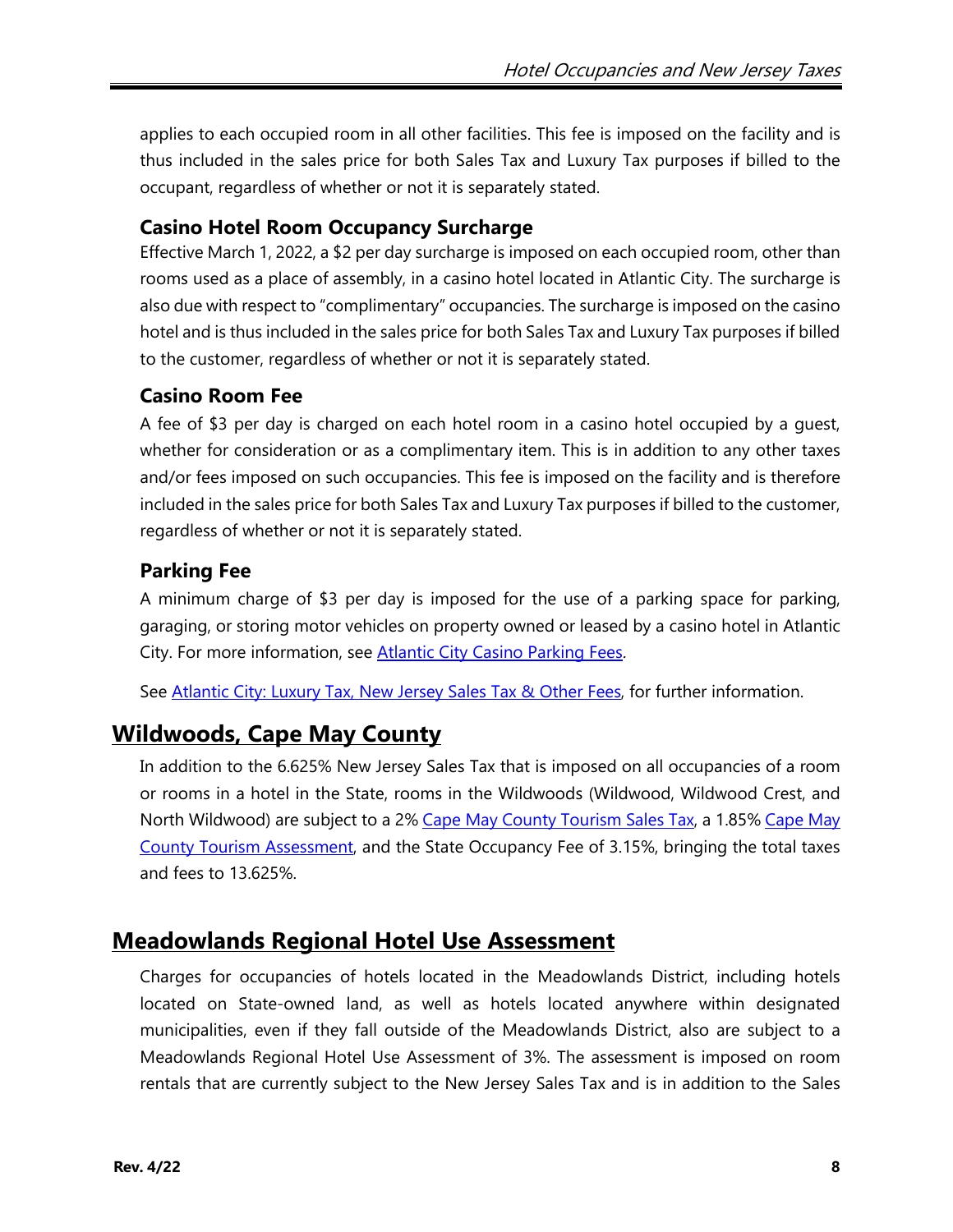applies to each occupied room in all other facilities. This fee is imposed on the facility and is thus included in the sales price for both Sales Tax and Luxury Tax purposes if billed to the occupant, regardless of whether or not it is separately stated.

### Casino Hotel Room Occupancy Surcharge

Effective March 1, 2022, a $2 per day surcharge is imposed on each occupied room, other than rooms used as a place of assembly, in a casino hotel located in Atlantic City. The surcharge is also due with respect to "complimentary" occupancies. The surcharge is imposed on the casino hotel and is thus included in the sales price for both Sales Tax and Luxury Tax purposes if billed to the customer, regardless of whether or not it is separately stated.

### Casino Room Fee

A fee of $3 per day is charged on each hotel room in a casino hotel occupied by a guest, whether for consideration or as a complimentary item. This is in addition to any other taxes and/or fees imposed on such occupancies. This fee is imposed on the facility and is therefore included in the sales price for both Sales Tax and Luxury Tax purposes if billed to the customer, regardless of whether or not it is separately stated.

### Parking Fee

A minimum charge of $3 per day is imposed for the use of a parking space for parking, garaging, or storing motor vehicles on property owned or leased by a casino hotel in Atlantic City. For more information, see Atlantic City Casino Parking Fees.

See Atlantic City: Luxury Tax, New Jersey Sales Tax & Other Fees, for further information.

## Wildwoods, Cape May County

In addition to the 6.625% New Jersey Sales Tax that is imposed on all occupancies of a room or rooms in a hotel in the State, rooms in the Wildwoods (Wildwood, Wildwood Crest, and North Wildwood) are subject to a 2% Cape May County Tourism Sales Tax, a 1.85% Cape May County Tourism Assessment, and the State Occupancy Fee of 3.15%, bringing the total taxes and fees to 13.625%.

## Meadowlands Regional Hotel Use Assessment

Charges for occupancies of hotels located in the Meadowlands District, including hotels located on State-owned land, as well as hotels located anywhere within designated municipalities, even if they fall outside of the Meadowlands District, also are subject to a Meadowlands Regional Hotel Use Assessment of 3%. The assessment is imposed on room rentals that are currently subject to the New Jersey Sales Tax and is in addition to the Sales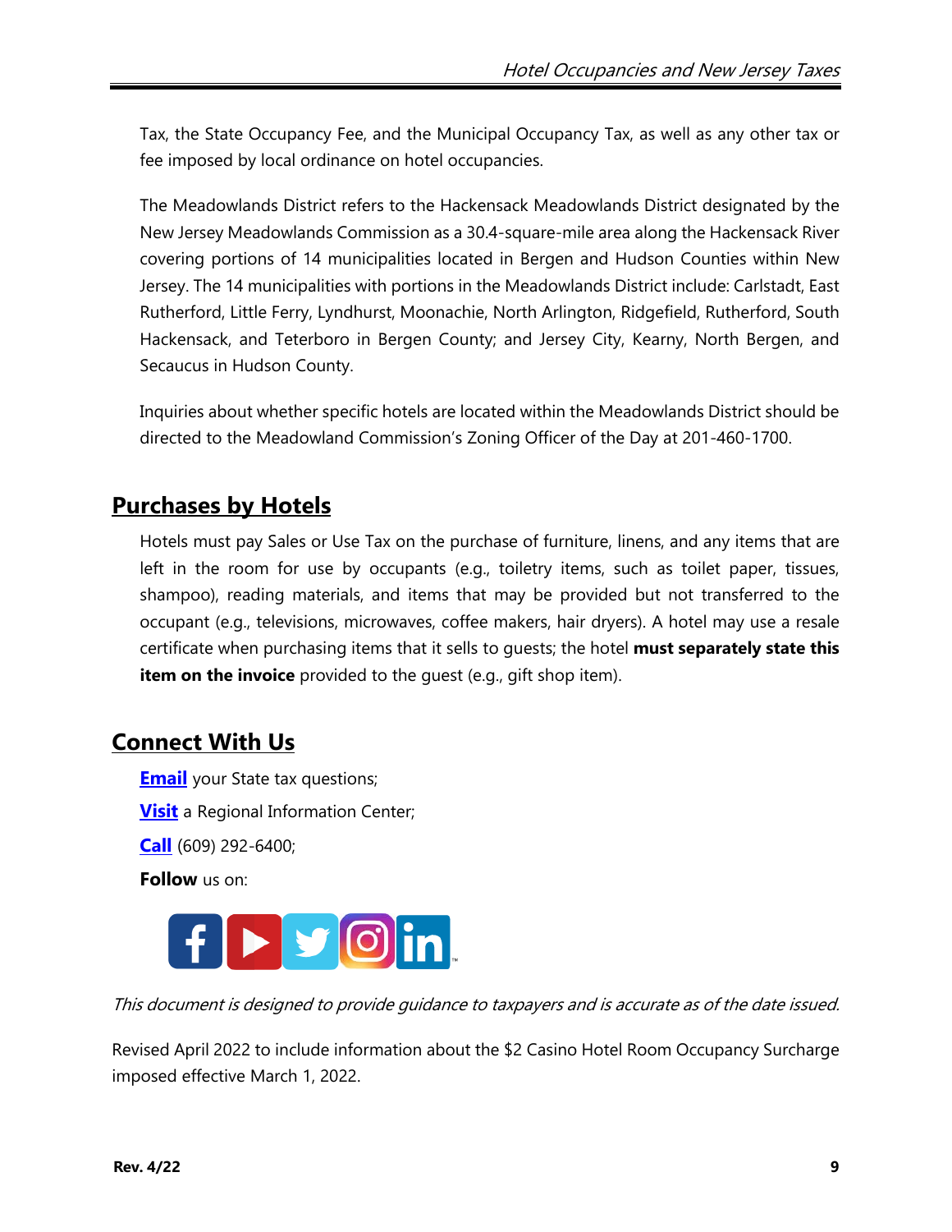Tax, the State Occupancy Fee, and the Municipal Occupancy Tax, as well as any other tax or fee imposed by local ordinance on hotel occupancies.

The Meadowlands District refers to the Hackensack Meadowlands District designated by the New Jersey Meadowlands Commission as a 30.4-square-mile area along the Hackensack River covering portions of 14 municipalities located in Bergen and Hudson Counties within New Jersey. The 14 municipalities with portions in the Meadowlands District include: Carlstadt, East Rutherford, Little Ferry, Lyndhurst, Moonachie, North Arlington, Ridgefield, Rutherford, South Hackensack, and Teterboro in Bergen County; and Jersey City, Kearny, North Bergen, and Secaucus in Hudson County.

Inquiries about whether specific hotels are located within the Meadowlands District should be directed to the Meadowland Commission's Zoning Officer of the Day at 201-460-1700.

## Purchases by Hotels

Hotels must pay Sales or Use Tax on the purchase of furniture, linens, and any items that are left in the room for use by occupants (e.g., toiletry items, such as toilet paper, tissues, shampoo), reading materials, and items that may be provided but not transferred to the occupant (e.g., televisions, microwaves, coffee makers, hair dryers). A hotel may use a resale certificate when purchasing items that it sells to guests; the hotel **must separately state this item on the invoice** provided to the guest (e.g., gift shop item).

## Connect With Us

**Email** your State tax questions;

**Visit** a Regional Information Center;

**Call** (609) 292-6400;

**Follow** us on:

*This document is designed to provide guidance to taxpayers and is accurate as of the date issued.*

Revised April 2022 to include information about the $2 Casino Hotel Room Occupancy Surcharge imposed effective March 1, 2022.

**Rev. 4/22**